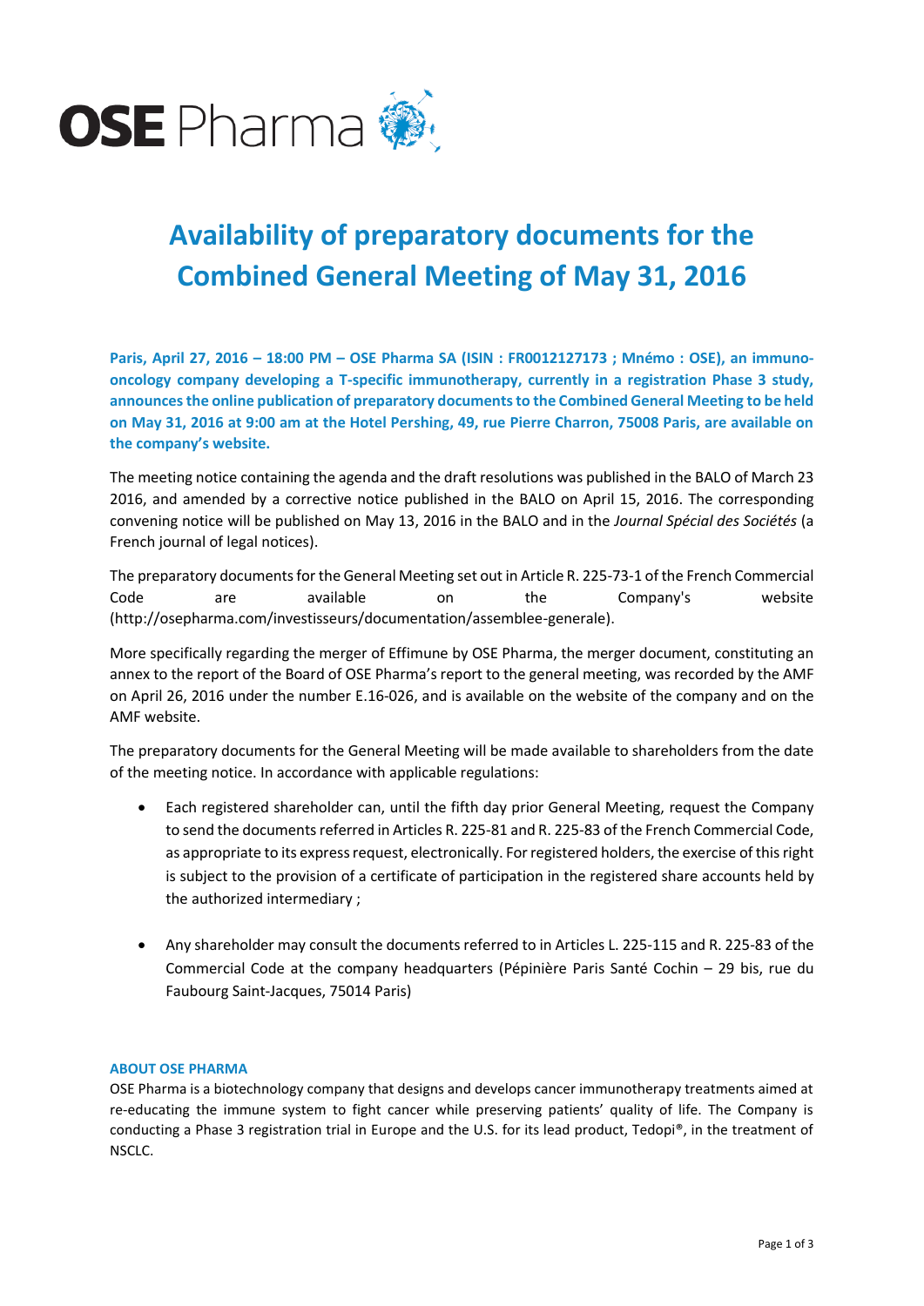# Availability of preparatory documents for the Combined General Meeting of May 31, 2016

**Paris, April 27, 2016 – 18:00 PM – OSE Pharma SA (ISIN : FR0012127173 ; Mnémo : OSE), an immuno-oncology company developing a T-specific immunotherapy, currently in a registration Phase 3 study, announces the online publication of preparatory documents to the Combined General Meeting to be held on May 31, 2016 at 9:00 am at the Hotel Pershing, 49, rue Pierre Charron, 75008 Paris, are available on the company's website.**

The meeting notice containing the agenda and the draft resolutions was published in the BALO of March 23 2016, and amended by a corrective notice published in the BALO on April 15, 2016. The corresponding convening notice will be published on May 13, 2016 in the BALO and in the *Journal Spécial des Sociétés* (a French journal of legal notices).

The preparatory documents for the General Meeting set out in Article R. 225-73-1 of the French Commercial Code are available on the Company's website (http://osepharma.com/investisseurs/documentation/assemblee-generale).

More specifically regarding the merger of Effimune by OSE Pharma, the merger document, constituting an annex to the report of the Board of OSE Pharma's report to the general meeting, was recorded by the AMF on April 26, 2016 under the number E.16-026, and is available on the website of the company and on the AMF website.

The preparatory documents for the General Meeting will be made available to shareholders from the date of the meeting notice. In accordance with applicable regulations:

- Each registered shareholder can, until the fifth day prior General Meeting, request the Company to send the documents referred in Articles R. 225-81 and R. 225-83 of the French Commercial Code, as appropriate to its express request, electronically. For registered holders, the exercise of this right is subject to the provision of a certificate of participation in the registered share accounts held by the authorized intermediary ;
- Any shareholder may consult the documents referred to in Articles L. 225-115 and R. 225-83 of the Commercial Code at the company headquarters (Pépinière Paris Santé Cochin – 29 bis, rue du Faubourg Saint-Jacques, 75014 Paris)

**ABOUT OSE PHARMA**

OSE Pharma is a biotechnology company that designs and develops cancer immunotherapy treatments aimed at re-educating the immune system to fight cancer while preserving patients' quality of life. The Company is conducting a Phase 3 registration trial in Europe and the U.S. for its lead product, Tedopi®, in the treatment of NSCLC.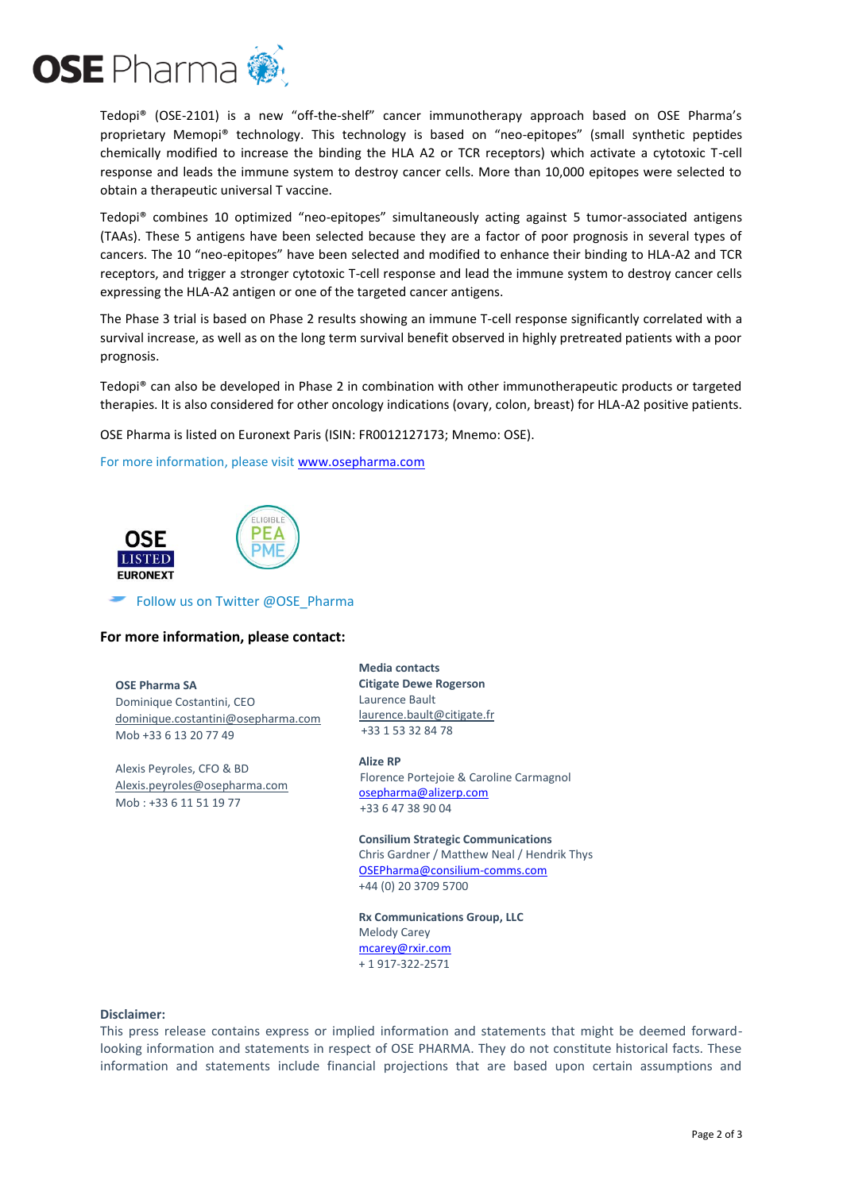Tedopi® (OSE-2101) is a new "off-the-shelf" cancer immunotherapy approach based on OSE Pharma's proprietary Memopi® technology. This technology is based on "neo-epitopes" (small synthetic peptides chemically modified to increase the binding the HLA A2 or TCR receptors) which activate a cytotoxic T-cell response and leads the immune system to destroy cancer cells. More than 10,000 epitopes were selected to obtain a therapeutic universal T vaccine.

Tedopi® combines 10 optimized "neo-epitopes" simultaneously acting against 5 tumor-associated antigens (TAAs). These 5 antigens have been selected because they are a factor of poor prognosis in several types of cancers. The 10 "neo-epitopes" have been selected and modified to enhance their binding to HLA-A2 and TCR receptors, and trigger a stronger cytotoxic T-cell response and lead the immune system to destroy cancer cells expressing the HLA-A2 antigen or one of the targeted cancer antigens.

The Phase 3 trial is based on Phase 2 results showing an immune T-cell response significantly correlated with a survival increase, as well as on the long term survival benefit observed in highly pretreated patients with a poor prognosis.

Tedopi® can also be developed in Phase 2 in combination with other immunotherapeutic products or targeted therapies. It is also considered for other oncology indications (ovary, colon, breast) for HLA-A2 positive patients.

OSE Pharma is listed on Euronext Paris (ISIN: FR0012127173; Mnemo: OSE).

For more information, please visit [www.osepharma.com](http://www.osepharma.com)

OSE LISTED EURONEXT

ELIGIBLE PEA PME

Follow us on Twitter @OSE_Pharma

**For more information, please contact:**

**OSE Pharma SA**
Dominique Costantini, CEO
dominique.costantini@osepharma.com
Mob +33 6 13 20 77 49

Alexis Peyroles, CFO & BD
Alexis.peyroles@osepharma.com
Mob : +33 6 11 51 19 77

**Media contacts**
**Citigate Dewe Rogerson**
Laurence Bault
laurence.bault@citigate.fr
+33 1 53 32 84 78

**Alize RP**
Florence Portejoie & Caroline Carmagnol
osepharma@alizerp.com
+33 6 47 38 90 04

**Consilium Strategic Communications**
Chris Gardner / Matthew Neal / Hendrik Thys
OSEPharma@consilium-comms.com
+44 (0) 20 3709 5700

**Rx Communications Group, LLC**
Melody Carey
mcarey@rxir.com
+ 1 917-322-2571

**Disclaimer:**
This press release contains express or implied information and statements that might be deemed forward-looking information and statements in respect of OSE PHARMA. They do not constitute historical facts. These information and statements include financial projections that are based upon certain assumptions and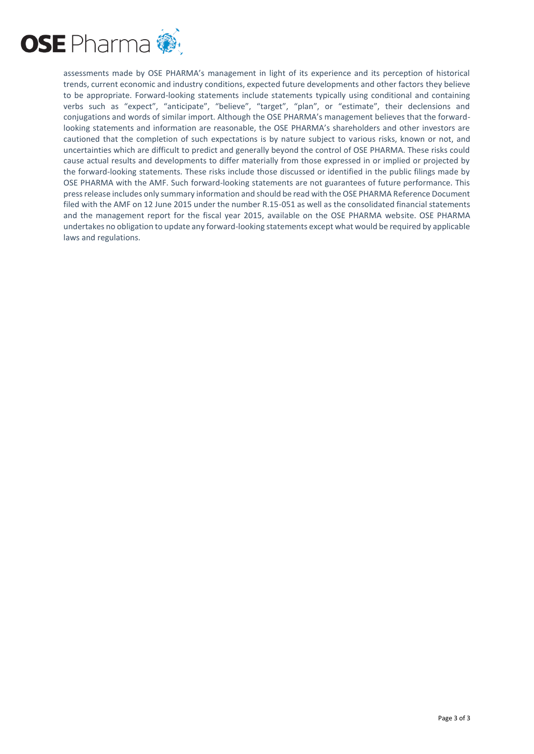assessments made by OSE PHARMA's management in light of its experience and its perception of historical trends, current economic and industry conditions, expected future developments and other factors they believe to be appropriate. Forward-looking statements include statements typically using conditional and containing verbs such as "expect", "anticipate", "believe", "target", "plan", or "estimate", their declensions and conjugations and words of similar import. Although the OSE PHARMA's management believes that the forward-looking statements and information are reasonable, the OSE PHARMA's shareholders and other investors are cautioned that the completion of such expectations is by nature subject to various risks, known or not, and uncertainties which are difficult to predict and generally beyond the control of OSE PHARMA. These risks could cause actual results and developments to differ materially from those expressed in or implied or projected by the forward-looking statements. These risks include those discussed or identified in the public filings made by OSE PHARMA with the AMF. Such forward-looking statements are not guarantees of future performance. This press release includes only summary information and should be read with the OSE PHARMA Reference Document filed with the AMF on 12 June 2015 under the number R.15-051 as well as the consolidated financial statements and the management report for the fiscal year 2015, available on the OSE PHARMA website. OSE PHARMA undertakes no obligation to update any forward-looking statements except what would be required by applicable laws and regulations.